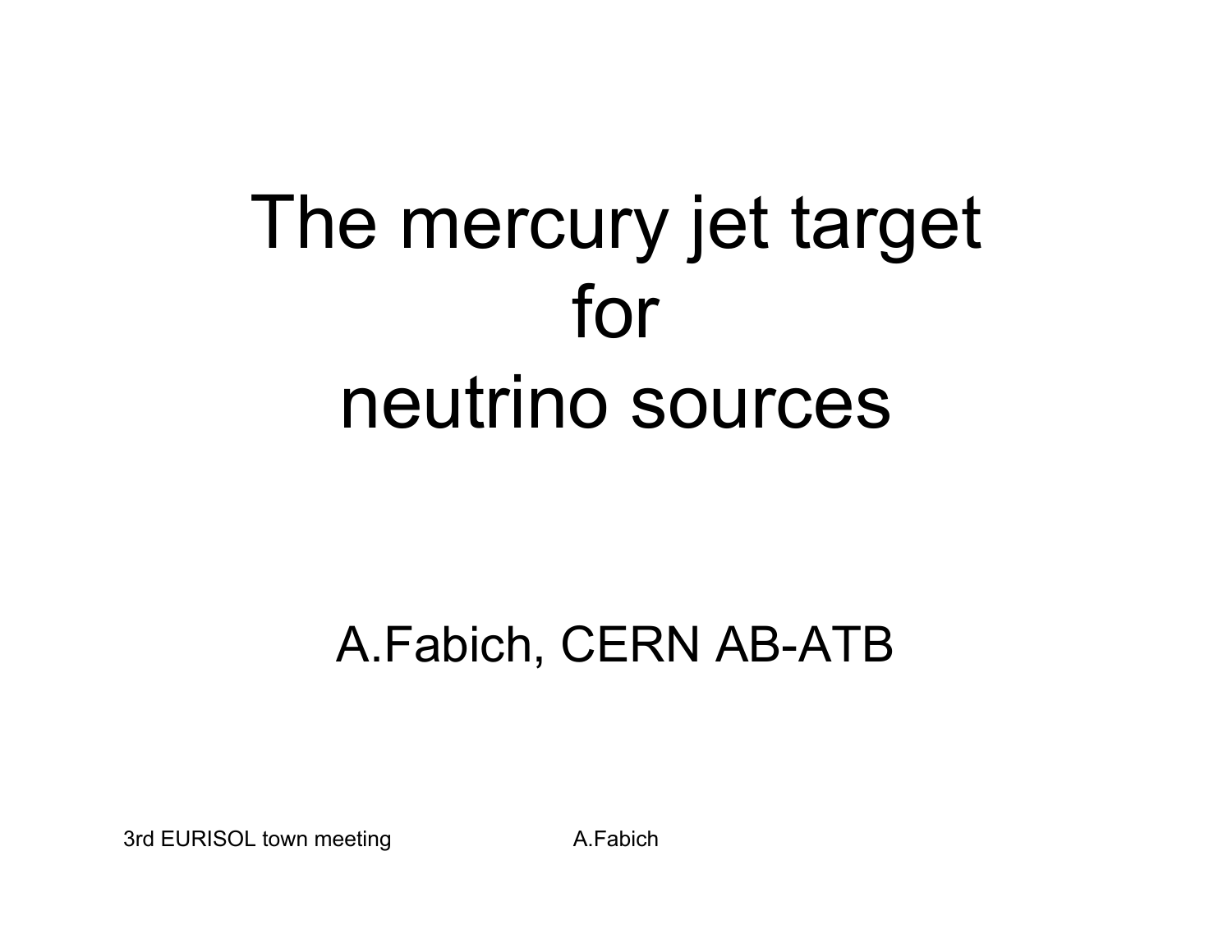# The mercury jet target for neutrino sources

A.Fabich, CERN AB-ATB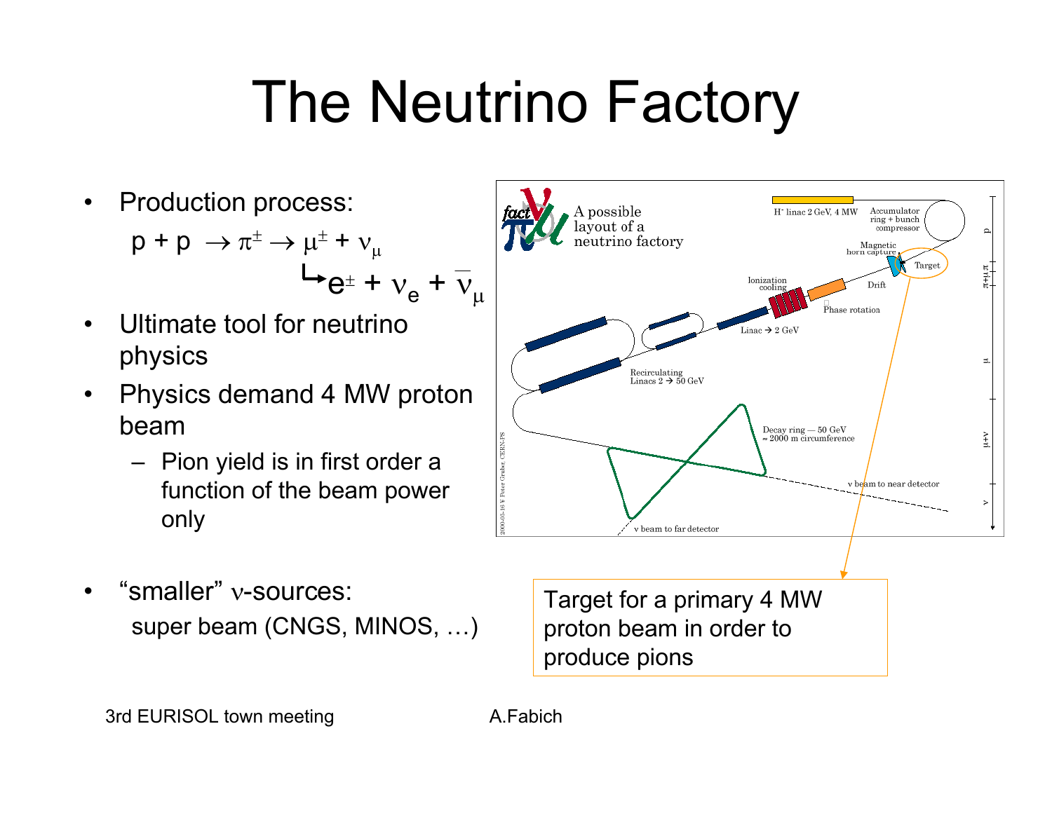# The Neutrino Factory

- Production process:

  $p + p \rightarrow \pi^{\pm} \rightarrow \mu^{\pm} + \nu_{\mu}$

  $\hookrightarrow e^{\pm} + \nu_e + \bar{\nu}_{\mu}$

- Ultimate tool for neutrino physics
- Physics demand 4 MW proton beam
  - Pion yield is in first order a function of the beam power only

- "smaller" $\nu$-sources:

  super beam (CNGS, MINOS, …)

Target for a primary 4 MW proton beam in order to produce pions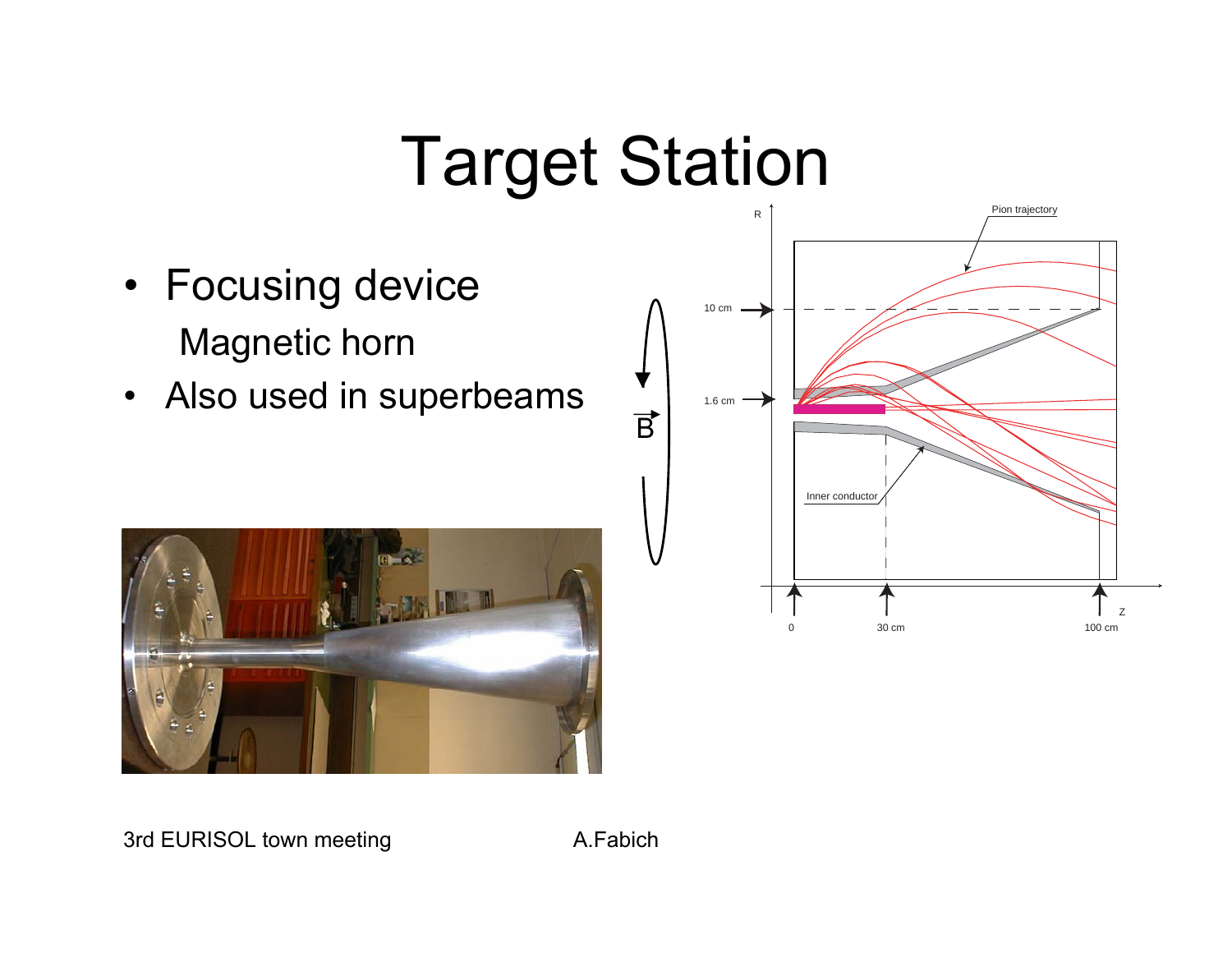# Target Station

- Focusing device
  Magnetic horn
- Also used in superbeams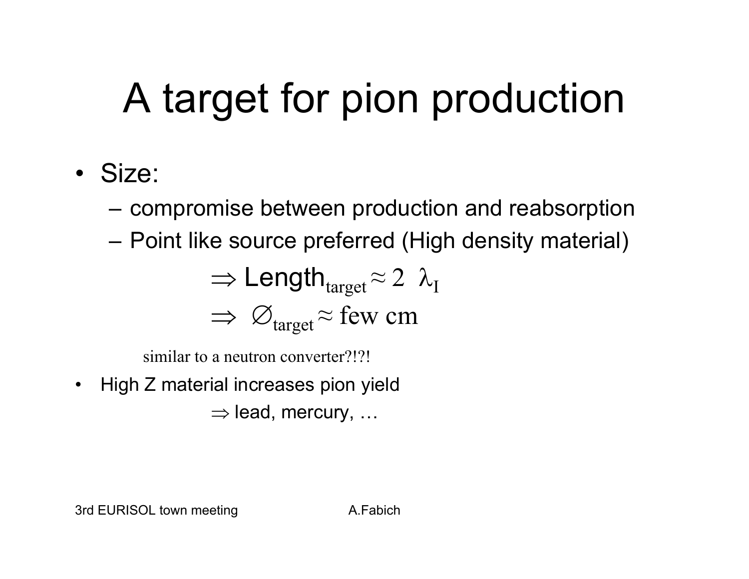# A target for pion production

- Size:
  - compromise between production and reabsorption
  - Point like source preferred (High density material)

$$\Rightarrow \text{Length}_{\text{target}} \approx 2\ \lambda_I$$

$$\Rightarrow\ \varnothing_{\text{target}} \approx \text{few cm}$$

similar to a neutron converter?!?!

- High Z material increases pion yield

  $\Rightarrow$ lead, mercury, …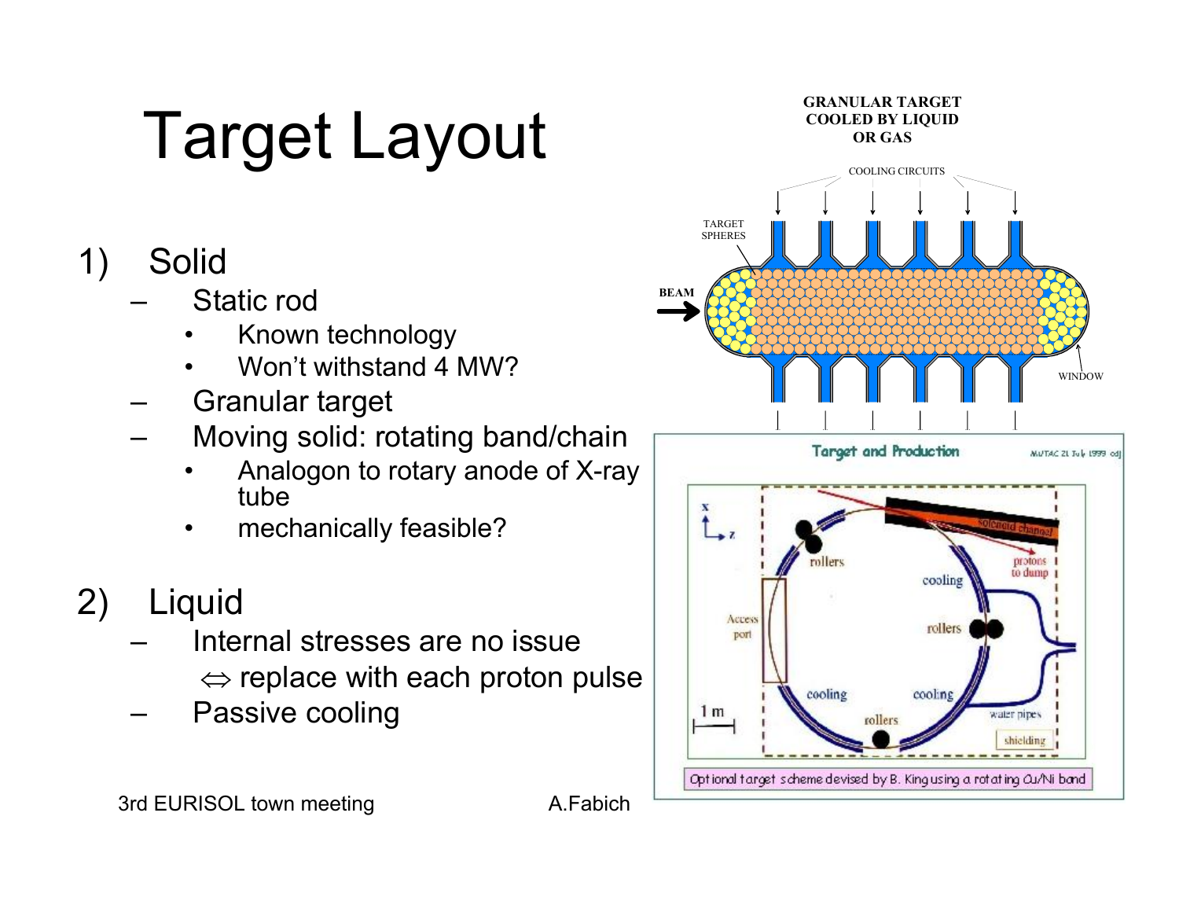# Target Layout

1) Solid
   - Static rod
     - Known technology
     - Won't withstand 4 MW?
   - Granular target
   - Moving solid: rotating band/chain
     - Analogon to rotary anode of X-ray tube
     - mechanically feasible?

2) Liquid
   - Internal stresses are no issue
     ⇔ replace with each proton pulse
   - Passive cooling

GRANULAR TARGET COOLED BY LIQUID OR GAS

COOLING CIRCUITS

TARGET SPHERES

BEAM

WINDOW

Target and Production

MUTAC 21 July 1999 cdj

rollers

solenoid channel

protons to dump

cooling

Access port

rollers

cooling

cooling

rollers

water pipes

shielding

1 m

Optional target scheme devised by B. King using a rotating Cu/Ni band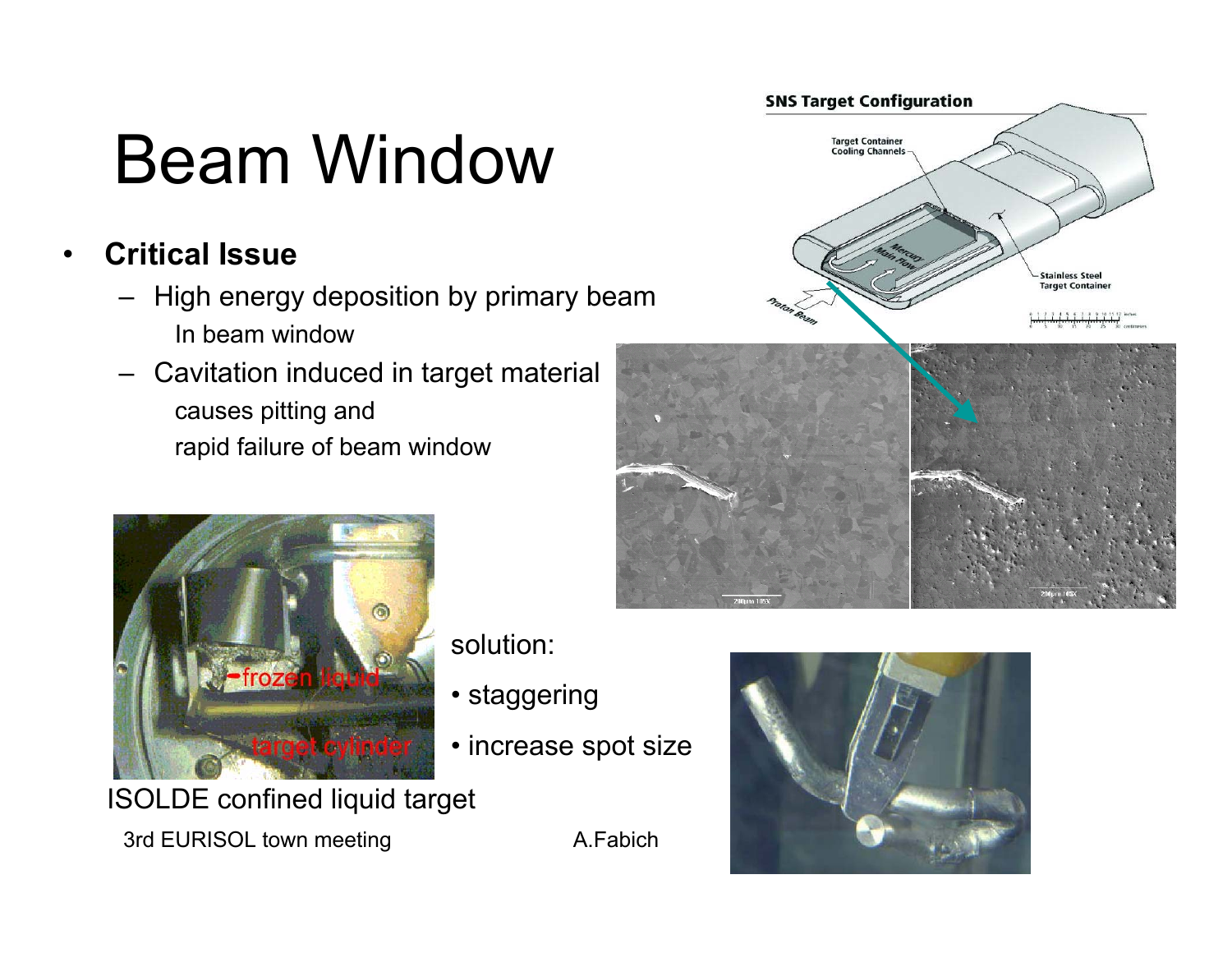# Beam Window

- **Critical Issue**
  - High energy deposition by primary beam
    In beam window
  - Cavitation induced in target material
    causes pitting and
    rapid failure of beam window

solution:

- staggering
- increase spot size

ISOLDE confined liquid target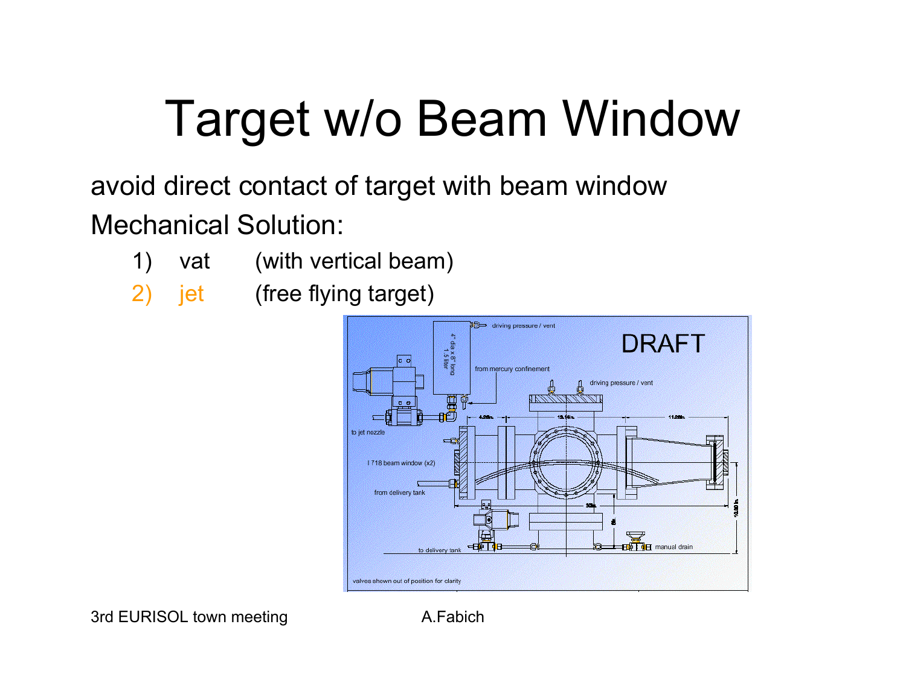# Target w/o Beam Window

avoid direct contact of target with beam window

Mechanical Solution:

1) vat (with vertical beam)
2) jet (free flying target)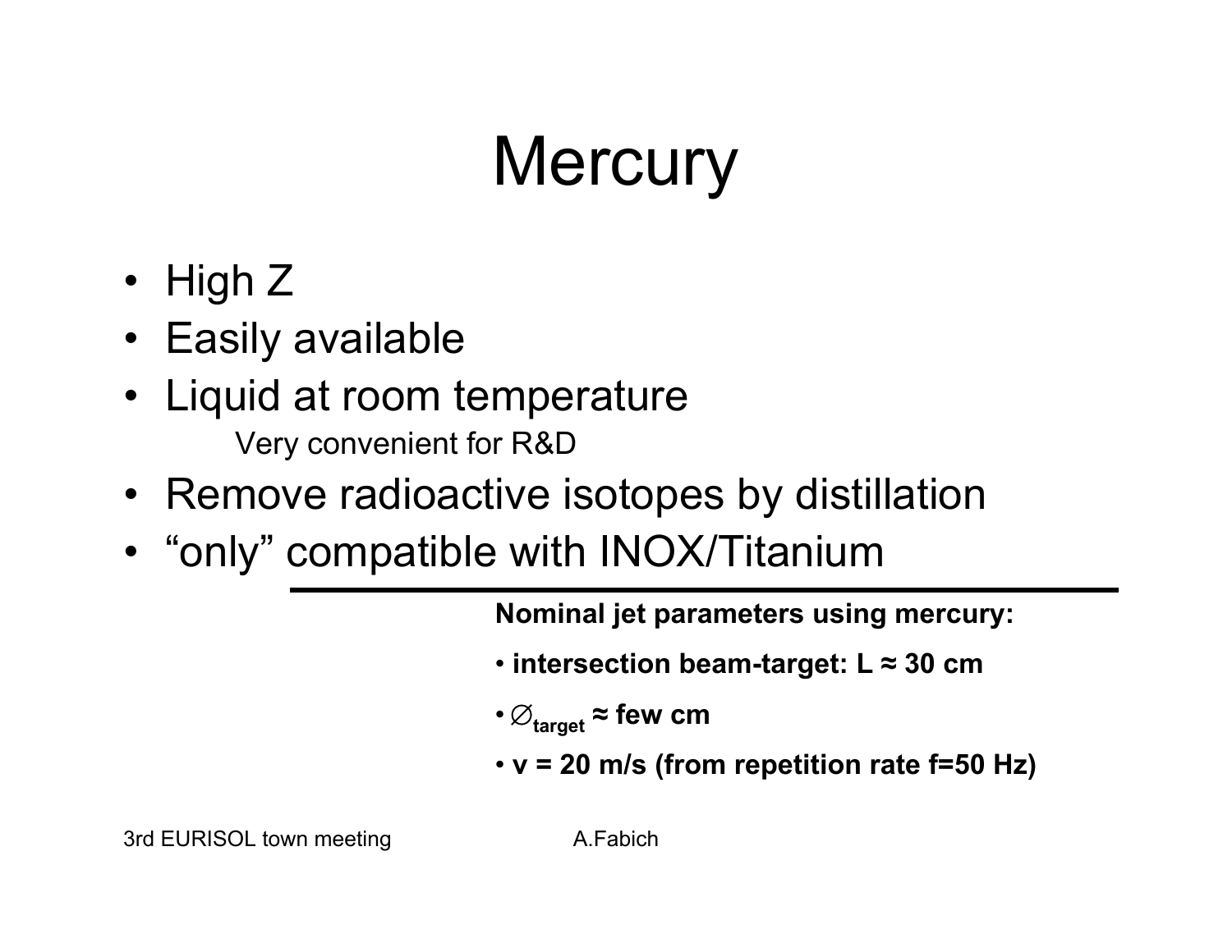# Mercury

- High Z
- Easily available
- Liquid at room temperature
  - Very convenient for R&D
- Remove radioactive isotopes by distillation
- “only” compatible with INOX/Titanium

---

**Nominal jet parameters using mercury:**

- **intersection beam-target: L ≈ 30 cm**
- $\varnothing_{\mathbf{target}}$ **≈ few cm**
- **v = 20 m/s (from repetition rate f=50 Hz)**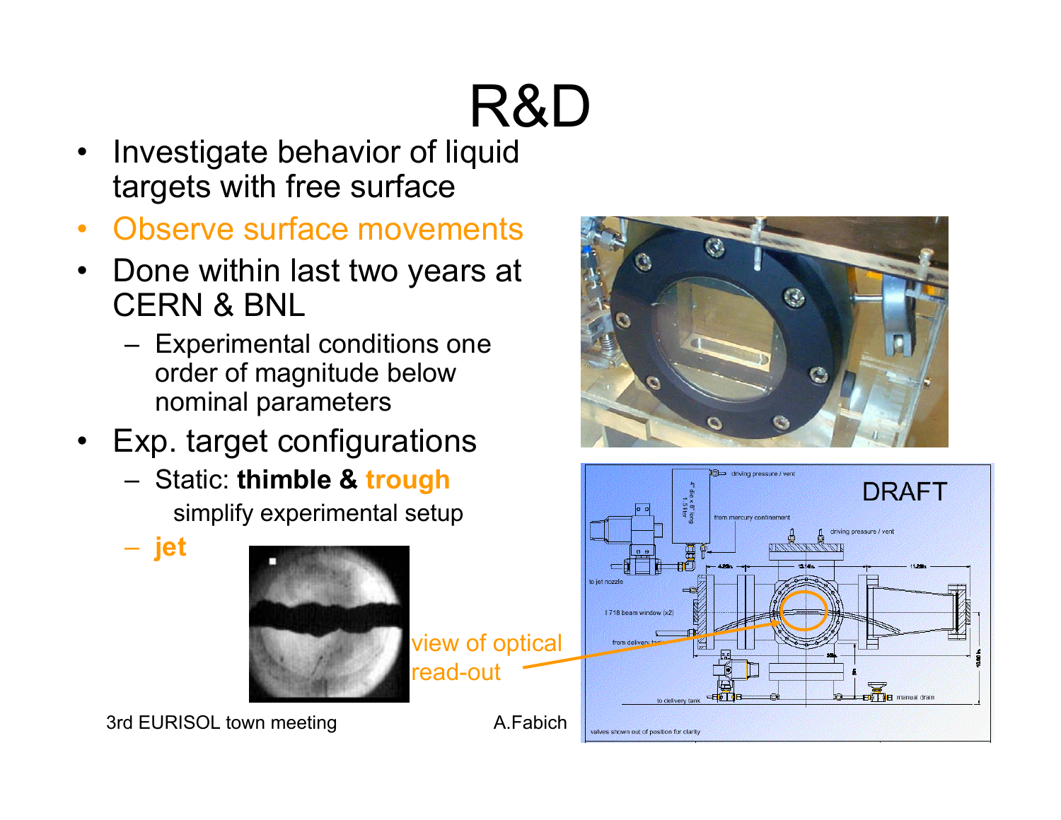# R&D

- Investigate behavior of liquid targets with free surface
- Observe surface movements
- Done within last two years at CERN & BNL
  - Experimental conditions one order of magnitude below nominal parameters
- Exp. target configurations
  - Static: **thimble & trough**
    simplify experimental setup
  - **jet**

view of optical read-out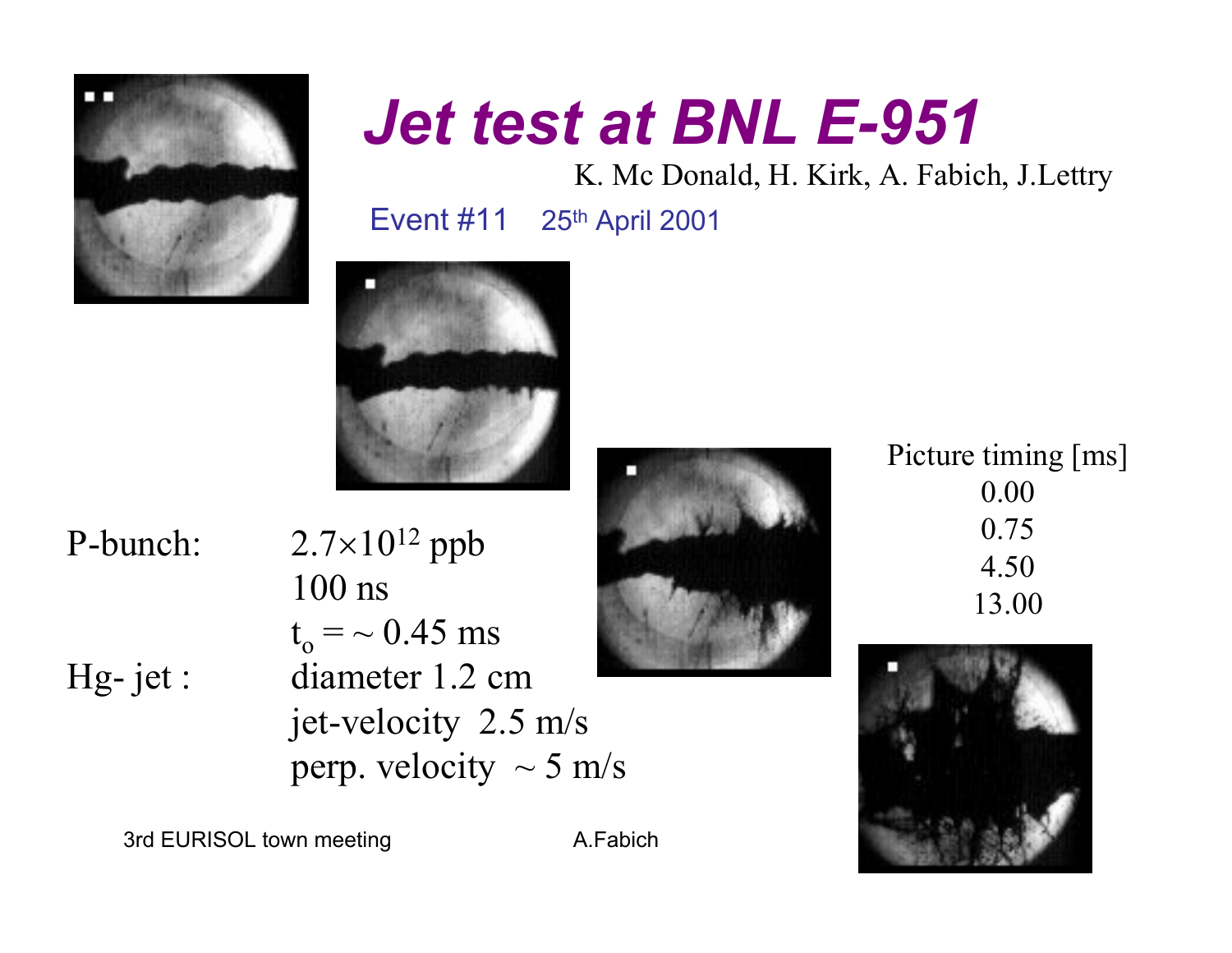# *Jet test at BNL E-951*

K. Mc Donald, H. Kirk, A. Fabich, J.Lettry

Event #11    25th April 2001

P-bunch: $2.7\times10^{12}$ ppb
100 ns
$t_o = \sim 0.45$ ms

Hg- jet : diameter 1.2 cm
jet-velocity 2.5 m/s
perp. velocity $\sim 5$ m/s

Picture timing [ms]
0.00
0.75
4.50
13.00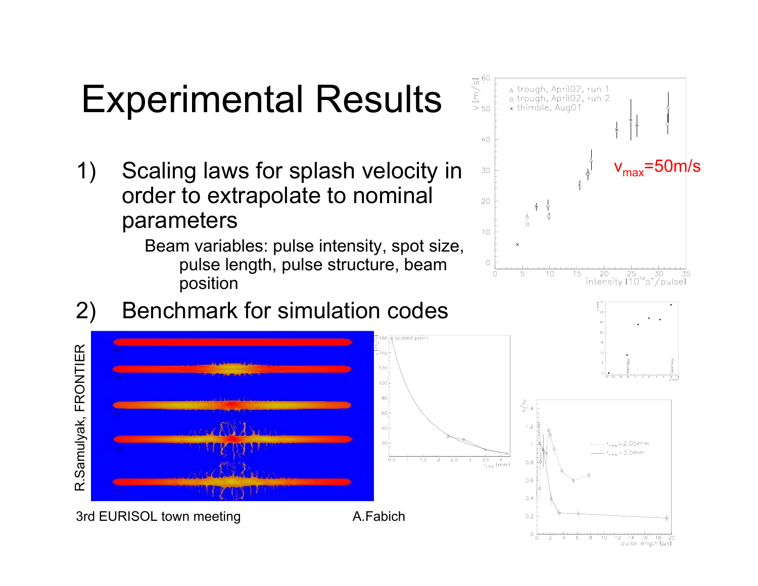# Experimental Results

1) Scaling laws for splash velocity in order to extrapolate to nominal parameters

   Beam variables: pulse intensity, spot size, pulse length, pulse structure, beam position

2) Benchmark for simulation codes

$v_{max}$=50m/s

R.Samulyak, FRONTIER

3rd EURISOL town meeting

A.Fabich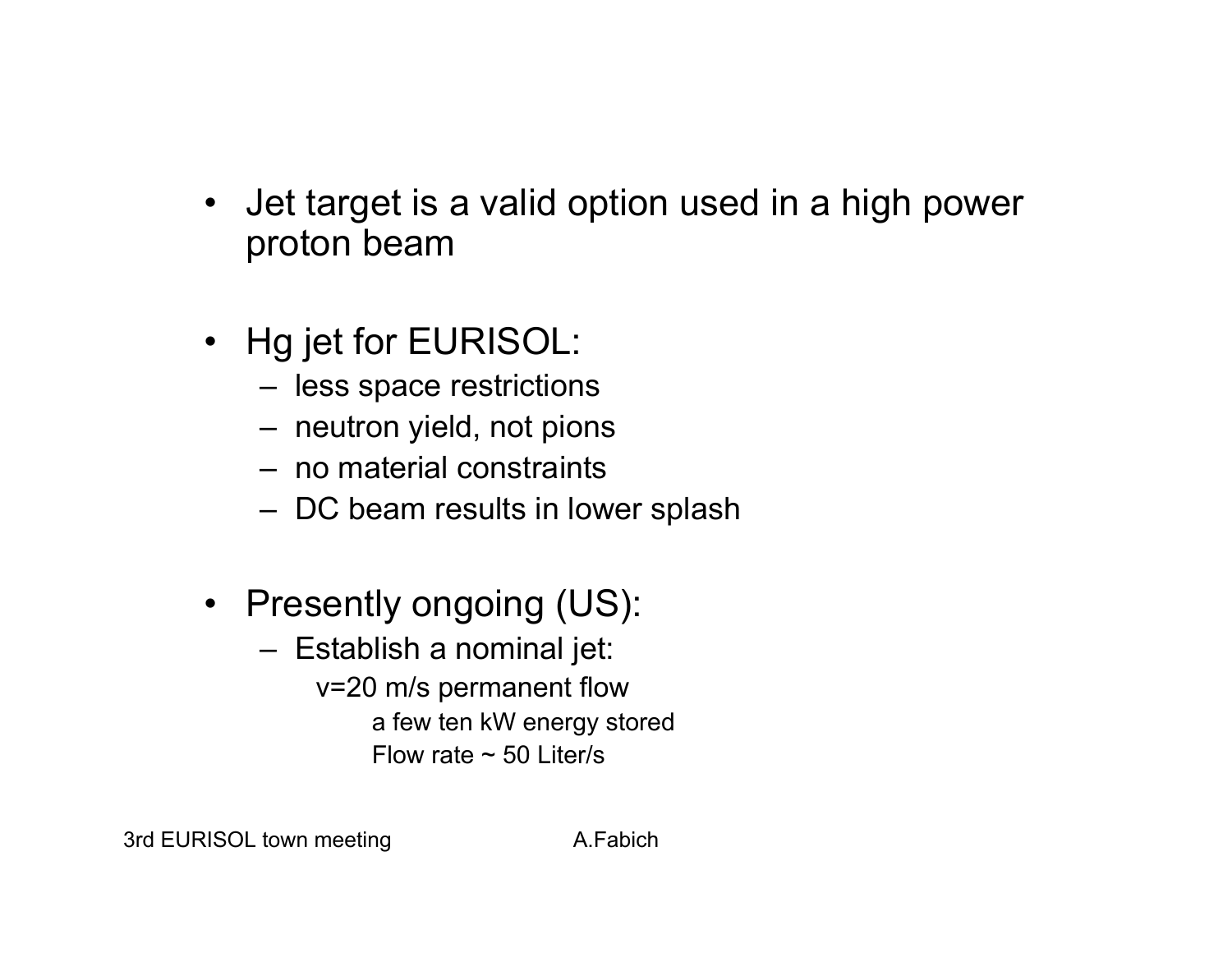- Jet target is a valid option used in a high power proton beam

- Hg jet for EURISOL:
  - less space restrictions
  - neutron yield, not pions
  - no material constraints
  - DC beam results in lower splash

- Presently ongoing (US):
  - Establish a nominal jet:
    - v=20 m/s permanent flow
      - a few ten kW energy stored
      - Flow rate ~ 50 Liter/s